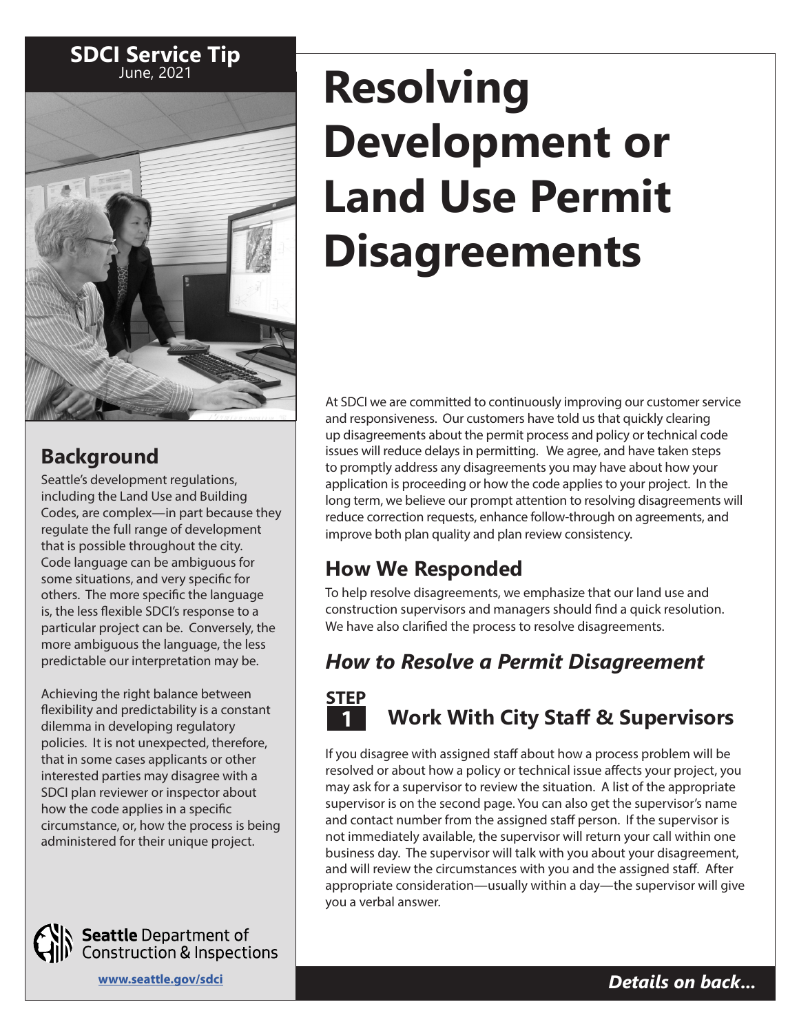**SDCI Service Tip**
June, 2021

# Resolving Development or Land Use Permit Disagreements

## Background

Seattle's development regulations, including the Land Use and Building Codes, are complex—in part because they regulate the full range of development that is possible throughout the city. Code language can be ambiguous for some situations, and very specific for others. The more specific the language is, the less flexible SDCI's response to a particular project can be. Conversely, the more ambiguous the language, the less predictable our interpretation may be.

Achieving the right balance between flexibility and predictability is a constant dilemma in developing regulatory policies. It is not unexpected, therefore, that in some cases applicants or other interested parties may disagree with a SDCI plan reviewer or inspector about how the code applies in a specific circumstance, or, how the process is being administered for their unique project.

**Seattle** Department of Construction & Inspections

www.seattle.gov/sdci

At SDCI we are committed to continuously improving our customer service and responsiveness. Our customers have told us that quickly clearing up disagreements about the permit process and policy or technical code issues will reduce delays in permitting. We agree, and have taken steps to promptly address any disagreements you may have about how your application is proceeding or how the code applies to your project. In the long term, we believe our prompt attention to resolving disagreements will reduce correction requests, enhance follow-through on agreements, and improve both plan quality and plan review consistency.

## How We Responded

To help resolve disagreements, we emphasize that our land use and construction supervisors and managers should find a quick resolution. We have also clarified the process to resolve disagreements.

### *How to Resolve a Permit Disagreement*

#### STEP 1 Work With City Staff & Supervisors

If you disagree with assigned staff about how a process problem will be resolved or about how a policy or technical issue affects your project, you may ask for a supervisor to review the situation. A list of the appropriate supervisor is on the second page. You can also get the supervisor's name and contact number from the assigned staff person. If the supervisor is not immediately available, the supervisor will return your call within one business day. The supervisor will talk with you about your disagreement, and will review the circumstances with you and the assigned staff. After appropriate consideration—usually within a day—the supervisor will give you a verbal answer.

***Details on back...***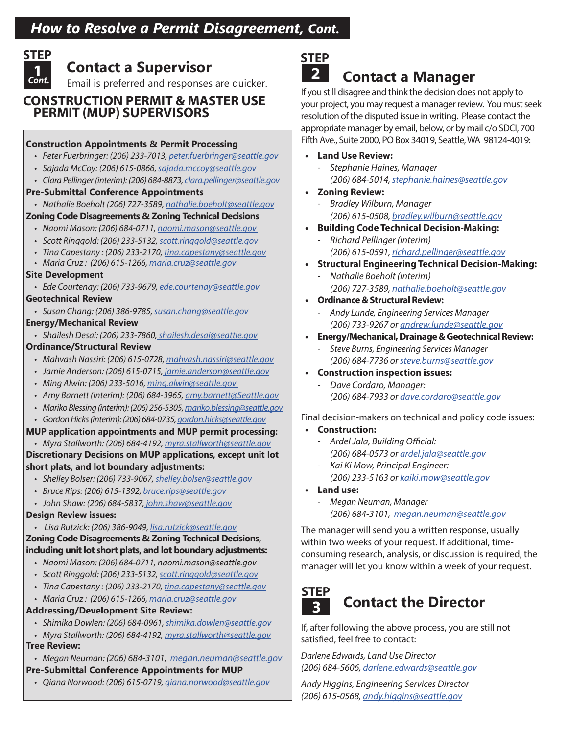# How to Resolve a Permit Disagreement, Cont.

## STEP 1 Cont. Contact a Supervisor

Email is preferred and responses are quicker.

### CONSTRUCTION PERMIT & MASTER USE PERMIT (MUP) SUPERVISORS

**Construction Appointments & Permit Processing**

- *Peter Fuerbringer: (206) 233-7013, peter.fuerbringer@seattle.gov*
- *Sajada McCoy: (206) 615-0866, sajada.mccoy@seattle.gov*
- *Clara Pellinger (interim): (206) 684-8873, clara.pellinger@seattle.gov*

**Pre-Submittal Conference Appointments**

- *Nathalie Boeholt (206) 727-3589, nathalie.boeholt@seattle.gov*

**Zoning Code Disagreements & Zoning Technical Decisions**

- *Naomi Mason: (206) 684-0711, naomi.mason@seattle.gov*
- *Scott Ringgold: (206) 233-5132, scott.ringgold@seattle.gov*
- *Tina Capestany : (206) 233-2170, tina.capestany@seattle.gov*
- *Maria Cruz : (206) 615-1266, maria.cruz@seattle.gov*

**Site Development**

- *Ede Courtenay: (206) 733-9679, ede.courtenay@seattle.gov*

**Geotechnical Review**

- *Susan Chang: (206) 386-9785, susan.chang@seattle.gov*

**Energy/Mechanical Review**

- *Shailesh Desai: (206) 233-7860, shailesh.desai@seattle.gov*

**Ordinance/Structural Review**

- *Mahvash Nassiri: (206) 615-0728, mahvash.nassiri@seattle.gov*
- *Jamie Anderson: (206) 615-0715, jamie.anderson@seattle.gov*
- *Ming Alwin: (206) 233-5016, ming.alwin@seattle.gov*
- *Amy Barnett (interim): (206) 684-3965, amy.barnett@Seattle.gov*
- *Mariko Blessing (interim): (206) 256-5305, mariko.blessing@seattle.gov*
- *Gordon Hicks (interim): (206) 684-0735, gordon.hicks@seattle.gov*

**MUP application appointments and MUP permit processing:**

- *Myra Stallworth: (206) 684-4192, myra.stallworth@seattle.gov*

**Discretionary Decisions on MUP applications, except unit lot short plats, and lot boundary adjustments:**

- *Shelley Bolser: (206) 733-9067, shelley.bolser@seattle.gov*
- *Bruce Rips: (206) 615-1392, bruce.rips@seattle.gov*
- *John Shaw: (206) 684-5837, john.shaw@seattle.gov*

**Design Review issues:**

- *Lisa Rutzick: (206) 386-9049, lisa.rutzick@seattle.gov*

**Zoning Code Disagreements & Zoning Technical Decisions, including unit lot short plats, and lot boundary adjustments:**

- *Naomi Mason: (206) 684-0711, naomi.mason@seattle.gov*
- *Scott Ringgold: (206) 233-5132, scott.ringgold@seattle.gov*
- *Tina Capestany : (206) 233-2170, tina.capestany@seattle.gov*
- *Maria Cruz : (206) 615-1266, maria.cruz@seattle.gov*

**Addressing/Development Site Review:**

- *Shimika Dowlen: (206) 684-0961, shimika.dowlen@seattle.gov*
- *Myra Stallworth: (206) 684-4192, myra.stallworth@seattle.gov*

**Tree Review:**

- *Megan Neuman: (206) 684-3101, megan.neuman@seattle.gov*

**Pre-Submittal Conference Appointments for MUP**

- *Qiana Norwood: (206) 615-0719, qiana.norwood@seattle.gov*

## STEP 2 Contact a Manager

If you still disagree and think the decision does not apply to your project, you may request a manager review. You must seek resolution of the disputed issue in writing. Please contact the appropriate manager by email, below, or by mail c/o SDCI, 700 Fifth Ave., Suite 2000, PO Box 34019, Seattle, WA 98124-4019:

- **Land Use Review:**
  - *Stephanie Haines, Manager (206) 684-5014, stephanie.haines@seattle.gov*
- **Zoning Review:**
  - *Bradley Wilburn, Manager (206) 615-0508, bradley.wilburn@seattle.gov*
- **Building Code Technical Decision-Making:**
  - *Richard Pellinger (interim) (206) 615-0591, richard.pellinger@seattle.gov*
- **Structural Engineering Technical Decision-Making:**
  - *Nathalie Boeholt (interim) (206) 727-3589, nathalie.boeholt@seattle.gov*
- **Ordinance & Structural Review:**
  - *Andy Lunde, Engineering Services Manager (206) 733-9267 or andrew.lunde@seattle.gov*
- **Energy/Mechanical, Drainage & Geotechnical Review:**
  - *Steve Burns, Engineering Services Manager (206) 684-7736 or steve.burns@seattle.gov*
- **Construction inspection issues:**
  - *Dave Cordaro, Manager: (206) 684-7933 or dave.cordaro@seattle.gov*

Final decision-makers on technical and policy code issues:

- **Construction:**
  - *Ardel Jala, Building Official: (206) 684-0573 or ardel.jala@seattle.gov*
  - *Kai Ki Mow, Principal Engineer: (206) 233-5163 or kaiki.mow@seattle.gov*
- **Land use:**
  - *Megan Neuman, Manager (206) 684-3101, megan.neuman@seattle.gov*

The manager will send you a written response, usually within two weeks of your request. If additional, time-consuming research, analysis, or discussion is required, the manager will let you know within a week of your request.

## STEP 3 Contact the Director

If, after following the above process, you are still not satisfied, feel free to contact:

*Darlene Edwards, Land Use Director*
*(206) 684-5606, darlene.edwards@seattle.gov*

*Andy Higgins, Engineering Services Director*
*(206) 615-0568, andy.higgins@seattle.gov*